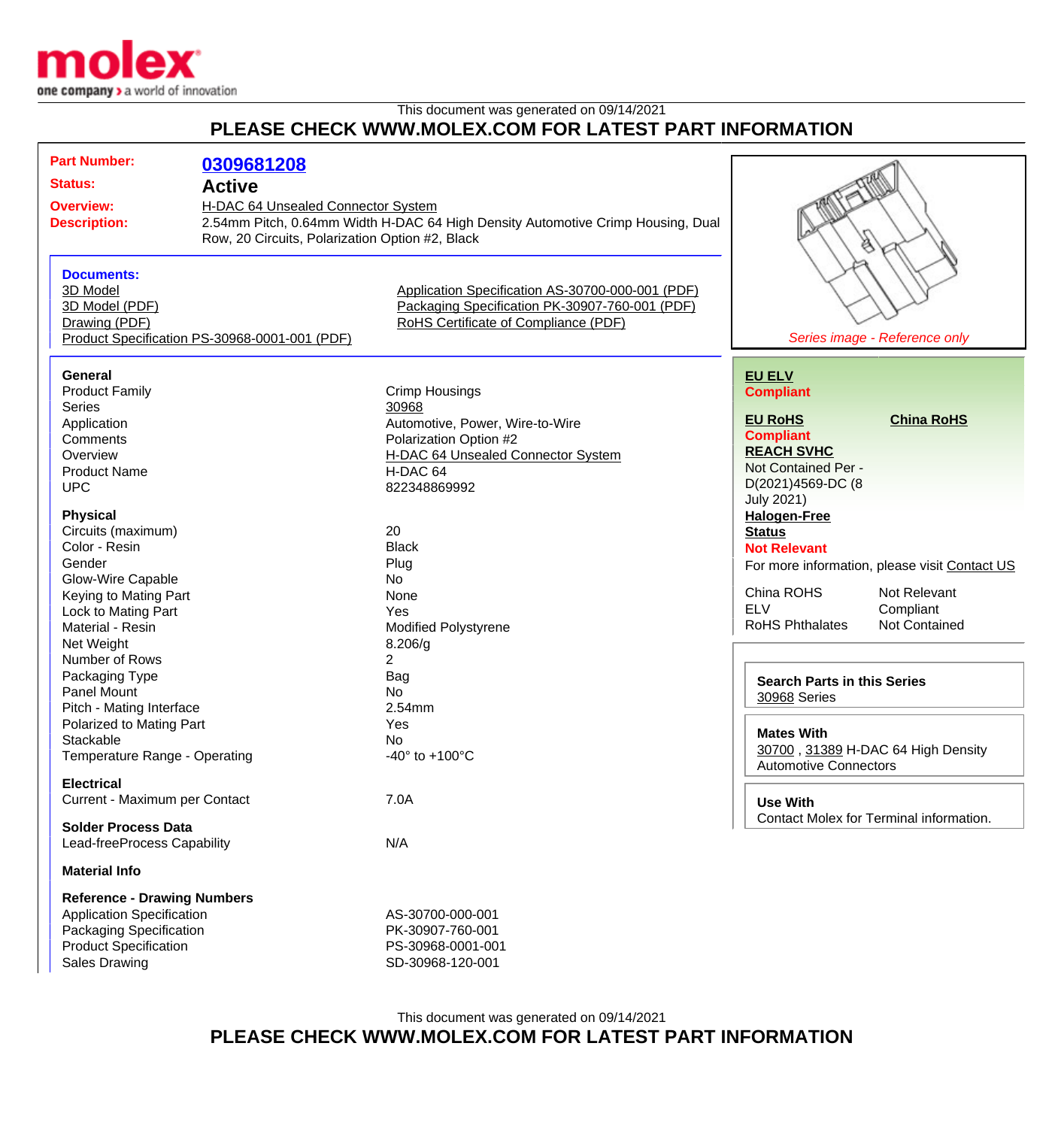molex
one company > a world of innovation

This document was generated on 09/14/2021

## PLEASE CHECK WWW.MOLEX.COM FOR LATEST PART INFORMATION

**Part Number:** 0309681208

**Status:** Active

**Overview:** H-DAC 64 Unsealed Connector System

**Description:** 2.54mm Pitch, 0.64mm Width H-DAC 64 High Density Automotive Crimp Housing, Dual Row, 20 Circuits, Polarization Option #2, Black

*Series image - Reference only*

### Documents:

- 3D Model
- 3D Model (PDF)
- Drawing (PDF)
- Product Specification PS-30968-0001-001 (PDF)
- Application Specification AS-30700-000-001 (PDF)
- Packaging Specification PK-30907-760-001 (PDF)
- RoHS Certificate of Compliance (PDF)

| | |
|---|---|
| **General** | |
| Product Family | Crimp Housings |
| Series | 30968 |
| Application | Automotive, Power, Wire-to-Wire |
| Comments | Polarization Option #2 |
| Overview | H-DAC 64 Unsealed Connector System |
| Product Name | H-DAC 64 |
| UPC | 822348869992 |
| **Physical** | |
| Circuits (maximum) | 20 |
| Color - Resin | Black |
| Gender | Plug |
| Glow-Wire Capable | No |
| Keying to Mating Part | None |
| Lock to Mating Part | Yes |
| Material - Resin | Modified Polystyrene |
| Net Weight | 8.206/g |
| Number of Rows | 2 |
| Packaging Type | Bag |
| Panel Mount | No |
| Pitch - Mating Interface | 2.54mm |
| Polarized to Mating Part | Yes |
| Stackable | No |
| Temperature Range - Operating | -40° to +100°C |
| **Electrical** | |
| Current - Maximum per Contact | 7.0A |
| **Solder Process Data** | |
| Lead-freeProcess Capability | N/A |
| **Material Info** | |
| **Reference - Drawing Numbers** | |
| Application Specification | AS-30700-000-001 |
| Packaging Specification | PK-30907-760-001 |
| Product Specification | PS-30968-0001-001 |
| Sales Drawing | SD-30968-120-001 |

**EU ELV**
**Compliant**

**EU RoHS**
**Compliant**

**China RoHS**

**REACH SVHC**
Not Contained Per - D(2021)4569-DC (8 July 2021)

**Halogen-Free Status**
**Not Relevant**

For more information, please visit Contact US

| | |
|---|---|
| China ROHS | Not Relevant |
| ELV | Compliant |
| RoHS Phthalates | Not Contained |

**Search Parts in this Series**
30968 Series

**Mates With**
30700 , 31389 H-DAC 64 High Density Automotive Connectors

**Use With**
Contact Molex for Terminal information.

This document was generated on 09/14/2021

## PLEASE CHECK WWW.MOLEX.COM FOR LATEST PART INFORMATION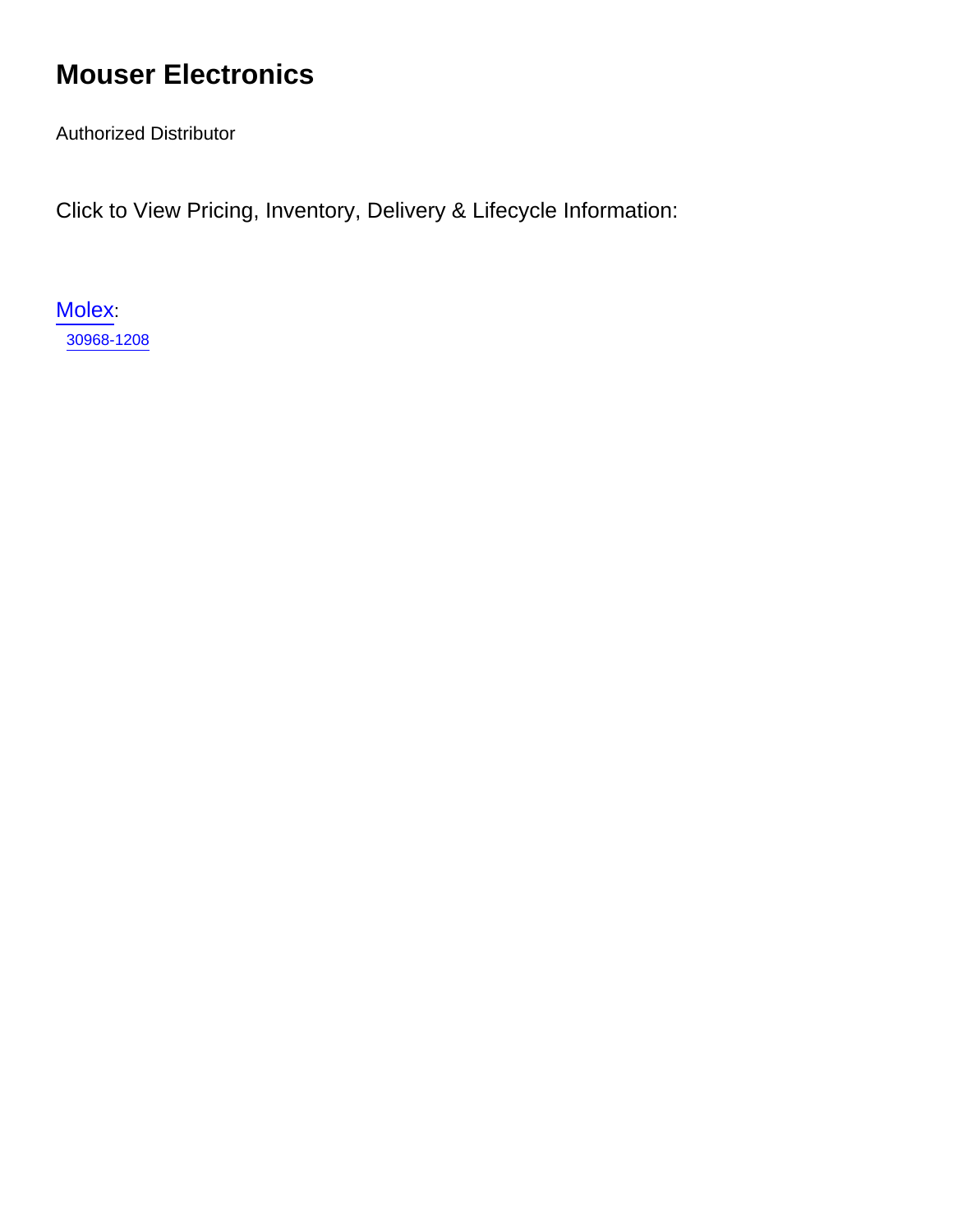# Mouser Electronics

Authorized Distributor

Click to View Pricing, Inventory, Delivery & Lifecycle Information:

Molex:

30968-1208